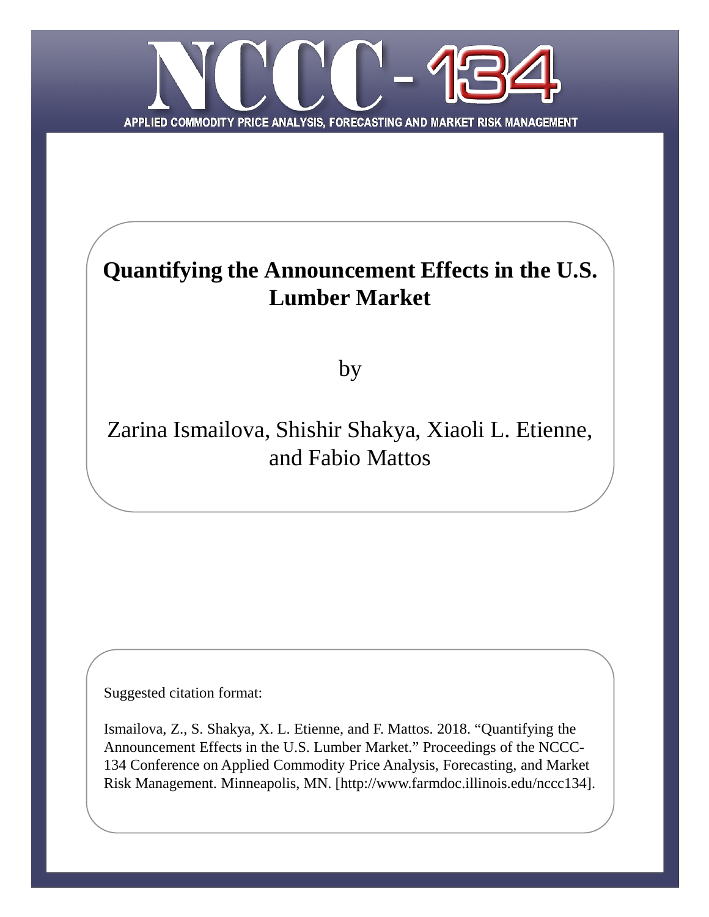NCCC-134

APPLIED COMMODITY PRICE ANALYSIS, FORECASTING AND MARKET RISK MANAGEMENT

# Quantifying the Announcement Effects in the U.S. Lumber Market

by

Zarina Ismailova, Shishir Shakya, Xiaoli L. Etienne, and Fabio Mattos

Suggested citation format:

Ismailova, Z., S. Shakya, X. L. Etienne, and F. Mattos. 2018. "Quantifying the Announcement Effects in the U.S. Lumber Market." Proceedings of the NCCC-134 Conference on Applied Commodity Price Analysis, Forecasting, and Market Risk Management. Minneapolis, MN. [http://www.farmdoc.illinois.edu/nccc134].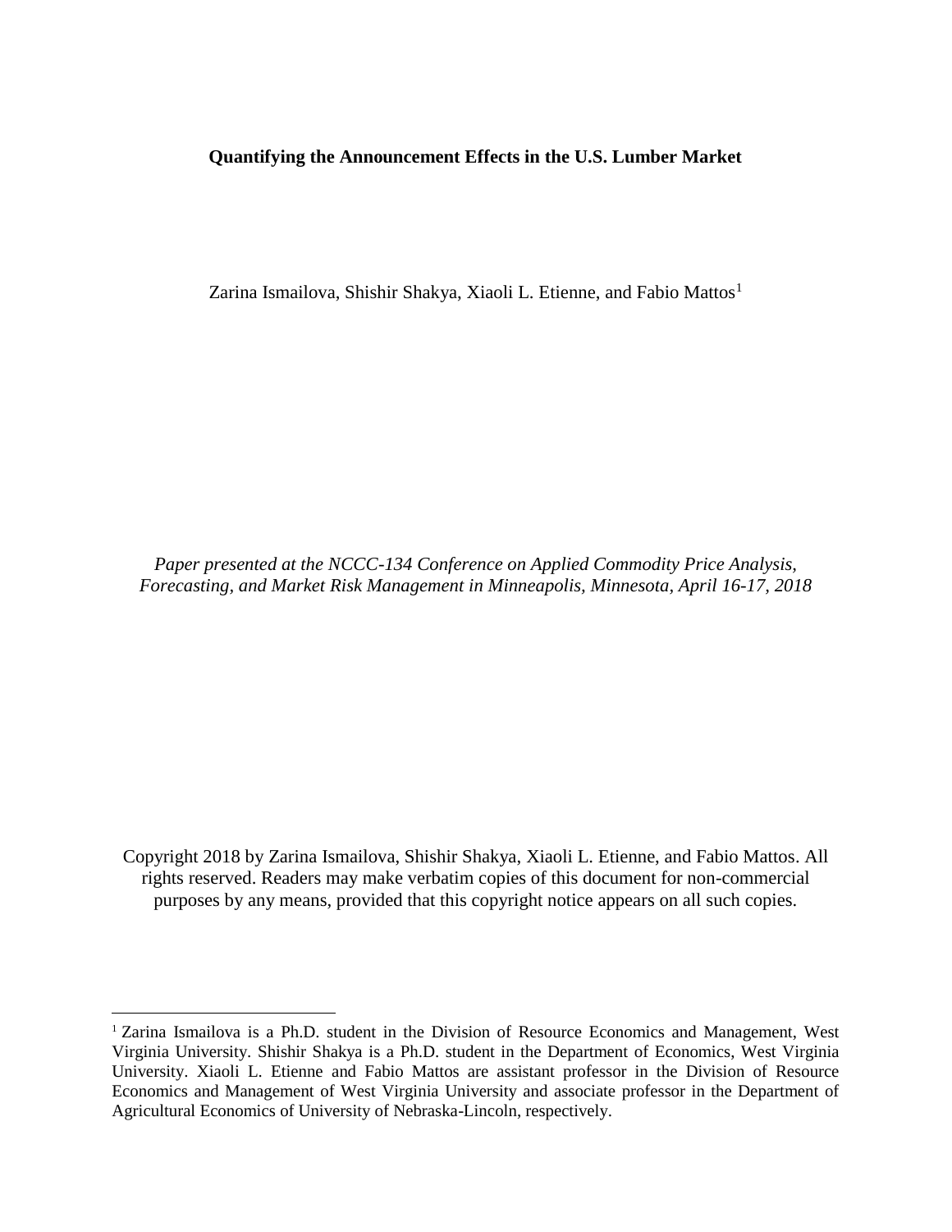**Quantifying the Announcement Effects in the U.S. Lumber Market**

Zarina Ismailova, Shishir Shakya, Xiaoli L. Etienne, and Fabio Mattos[1]

*Paper presented at the NCCC-134 Conference on Applied Commodity Price Analysis, Forecasting, and Market Risk Management in Minneapolis, Minnesota, April 16-17, 2018*

Copyright 2018 by Zarina Ismailova, Shishir Shakya, Xiaoli L. Etienne, and Fabio Mattos. All rights reserved. Readers may make verbatim copies of this document for non-commercial purposes by any means, provided that this copyright notice appears on all such copies.

---

[1] Zarina Ismailova is a Ph.D. student in the Division of Resource Economics and Management, West Virginia University. Shishir Shakya is a Ph.D. student in the Department of Economics, West Virginia University. Xiaoli L. Etienne and Fabio Mattos are assistant professor in the Division of Resource Economics and Management of West Virginia University and associate professor in the Department of Agricultural Economics of University of Nebraska-Lincoln, respectively.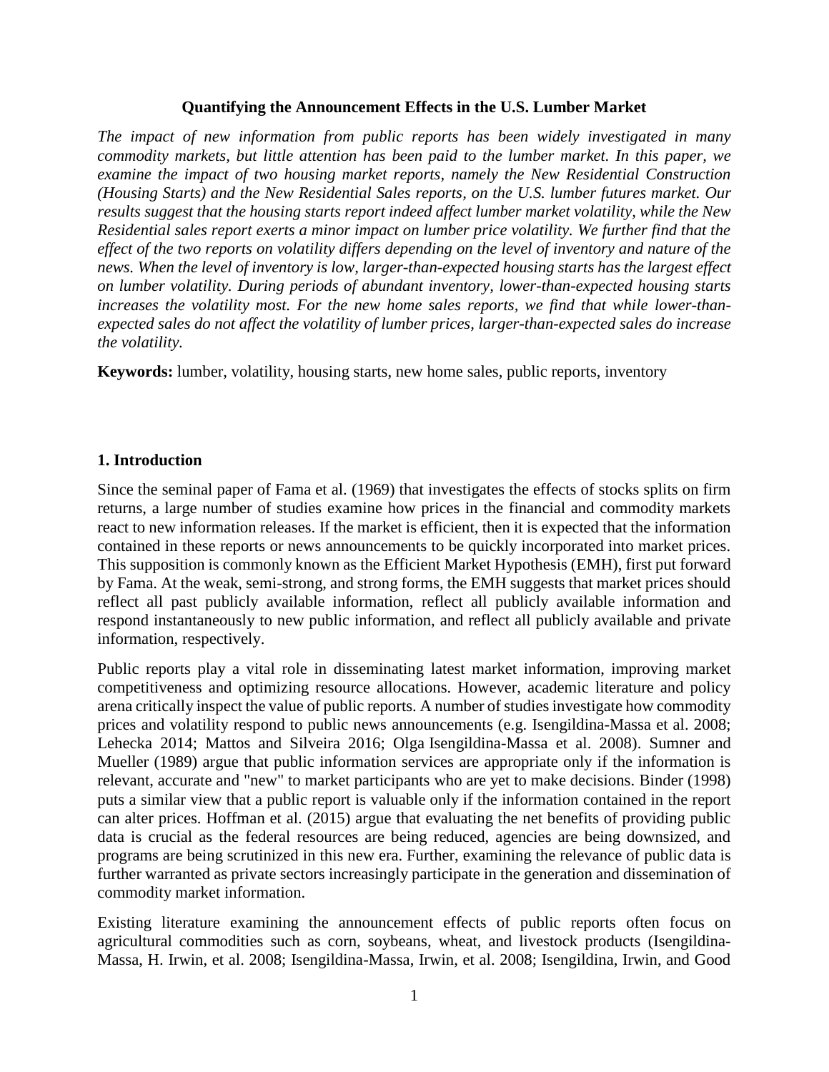**Quantifying the Announcement Effects in the U.S. Lumber Market**

*The impact of new information from public reports has been widely investigated in many commodity markets, but little attention has been paid to the lumber market. In this paper, we examine the impact of two housing market reports, namely the New Residential Construction (Housing Starts) and the New Residential Sales reports, on the U.S. lumber futures market. Our results suggest that the housing starts report indeed affect lumber market volatility, while the New Residential sales report exerts a minor impact on lumber price volatility. We further find that the effect of the two reports on volatility differs depending on the level of inventory and nature of the news. When the level of inventory is low, larger-than-expected housing starts has the largest effect on lumber volatility. During periods of abundant inventory, lower-than-expected housing starts increases the volatility most. For the new home sales reports, we find that while lower-than-expected sales do not affect the volatility of lumber prices, larger-than-expected sales do increase the volatility.*

**Keywords:** lumber, volatility, housing starts, new home sales, public reports, inventory

## 1. Introduction

Since the seminal paper of Fama et al. (1969) that investigates the effects of stocks splits on firm returns, a large number of studies examine how prices in the financial and commodity markets react to new information releases. If the market is efficient, then it is expected that the information contained in these reports or news announcements to be quickly incorporated into market prices. This supposition is commonly known as the Efficient Market Hypothesis (EMH), first put forward by Fama. At the weak, semi-strong, and strong forms, the EMH suggests that market prices should reflect all past publicly available information, reflect all publicly available information and respond instantaneously to new public information, and reflect all publicly available and private information, respectively.

Public reports play a vital role in disseminating latest market information, improving market competitiveness and optimizing resource allocations. However, academic literature and policy arena critically inspect the value of public reports. A number of studies investigate how commodity prices and volatility respond to public news announcements (e.g. Isengildina-Massa et al. 2008; Lehecka 2014; Mattos and Silveira 2016; Olga Isengildina-Massa et al. 2008). Sumner and Mueller (1989) argue that public information services are appropriate only if the information is relevant, accurate and "new" to market participants who are yet to make decisions. Binder (1998) puts a similar view that a public report is valuable only if the information contained in the report can alter prices. Hoffman et al. (2015) argue that evaluating the net benefits of providing public data is crucial as the federal resources are being reduced, agencies are being downsized, and programs are being scrutinized in this new era. Further, examining the relevance of public data is further warranted as private sectors increasingly participate in the generation and dissemination of commodity market information.

Existing literature examining the announcement effects of public reports often focus on agricultural commodities such as corn, soybeans, wheat, and livestock products (Isengildina-Massa, H. Irwin, et al. 2008; Isengildina-Massa, Irwin, et al. 2008; Isengildina, Irwin, and Good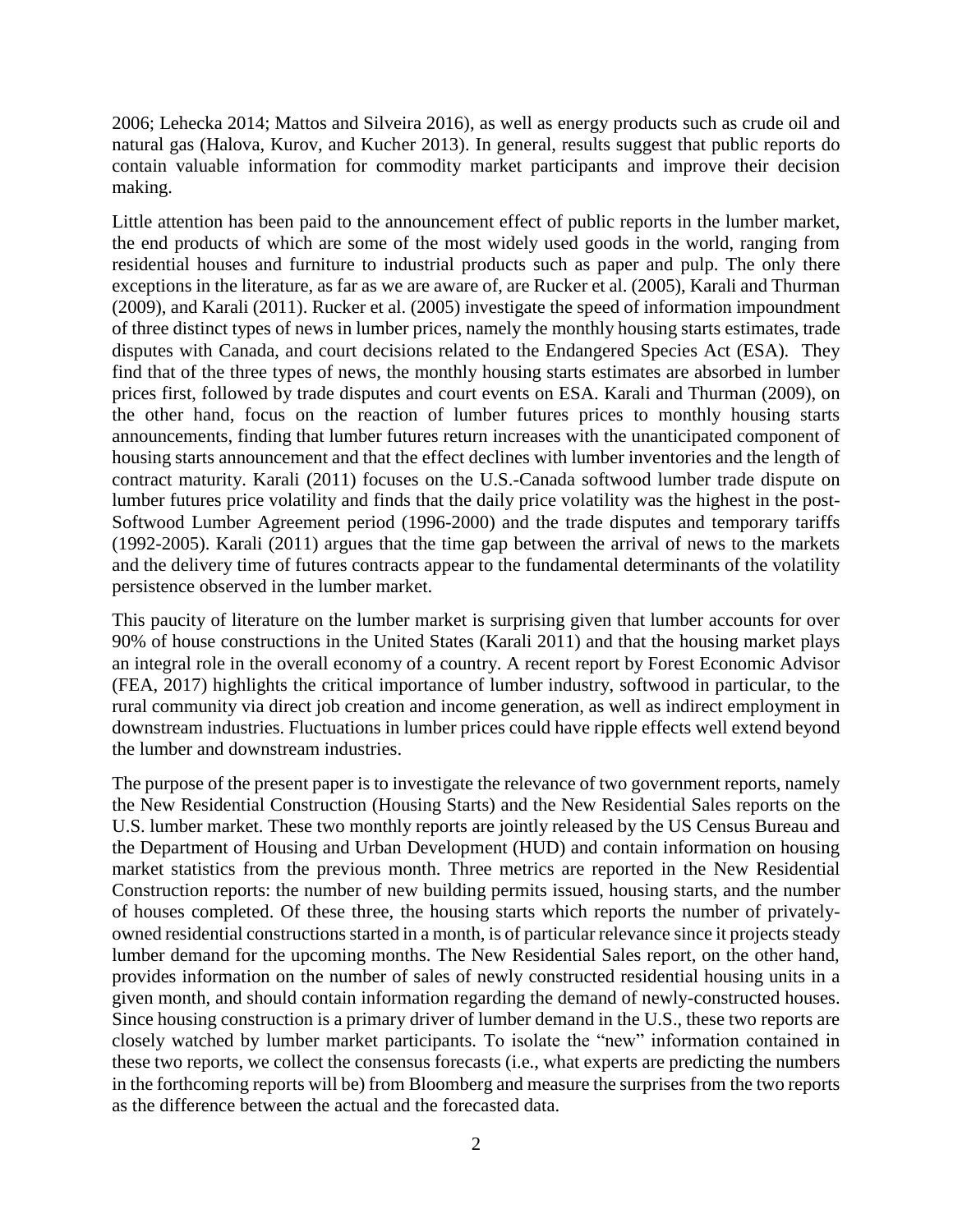2006; Lehecka 2014; Mattos and Silveira 2016), as well as energy products such as crude oil and natural gas (Halova, Kurov, and Kucher 2013). In general, results suggest that public reports do contain valuable information for commodity market participants and improve their decision making.

Little attention has been paid to the announcement effect of public reports in the lumber market, the end products of which are some of the most widely used goods in the world, ranging from residential houses and furniture to industrial products such as paper and pulp. The only there exceptions in the literature, as far as we are aware of, are Rucker et al. (2005), Karali and Thurman (2009), and Karali (2011). Rucker et al. (2005) investigate the speed of information impoundment of three distinct types of news in lumber prices, namely the monthly housing starts estimates, trade disputes with Canada, and court decisions related to the Endangered Species Act (ESA). They find that of the three types of news, the monthly housing starts estimates are absorbed in lumber prices first, followed by trade disputes and court events on ESA. Karali and Thurman (2009), on the other hand, focus on the reaction of lumber futures prices to monthly housing starts announcements, finding that lumber futures return increases with the unanticipated component of housing starts announcement and that the effect declines with lumber inventories and the length of contract maturity. Karali (2011) focuses on the U.S.-Canada softwood lumber trade dispute on lumber futures price volatility and finds that the daily price volatility was the highest in the post-Softwood Lumber Agreement period (1996-2000) and the trade disputes and temporary tariffs (1992-2005). Karali (2011) argues that the time gap between the arrival of news to the markets and the delivery time of futures contracts appear to the fundamental determinants of the volatility persistence observed in the lumber market.

This paucity of literature on the lumber market is surprising given that lumber accounts for over 90% of house constructions in the United States (Karali 2011) and that the housing market plays an integral role in the overall economy of a country. A recent report by Forest Economic Advisor (FEA, 2017) highlights the critical importance of lumber industry, softwood in particular, to the rural community via direct job creation and income generation, as well as indirect employment in downstream industries. Fluctuations in lumber prices could have ripple effects well extend beyond the lumber and downstream industries.

The purpose of the present paper is to investigate the relevance of two government reports, namely the New Residential Construction (Housing Starts) and the New Residential Sales reports on the U.S. lumber market. These two monthly reports are jointly released by the US Census Bureau and the Department of Housing and Urban Development (HUD) and contain information on housing market statistics from the previous month. Three metrics are reported in the New Residential Construction reports: the number of new building permits issued, housing starts, and the number of houses completed. Of these three, the housing starts which reports the number of privately-owned residential constructions started in a month, is of particular relevance since it projects steady lumber demand for the upcoming months. The New Residential Sales report, on the other hand, provides information on the number of sales of newly constructed residential housing units in a given month, and should contain information regarding the demand of newly-constructed houses. Since housing construction is a primary driver of lumber demand in the U.S., these two reports are closely watched by lumber market participants. To isolate the "new" information contained in these two reports, we collect the consensus forecasts (i.e., what experts are predicting the numbers in the forthcoming reports will be) from Bloomberg and measure the surprises from the two reports as the difference between the actual and the forecasted data.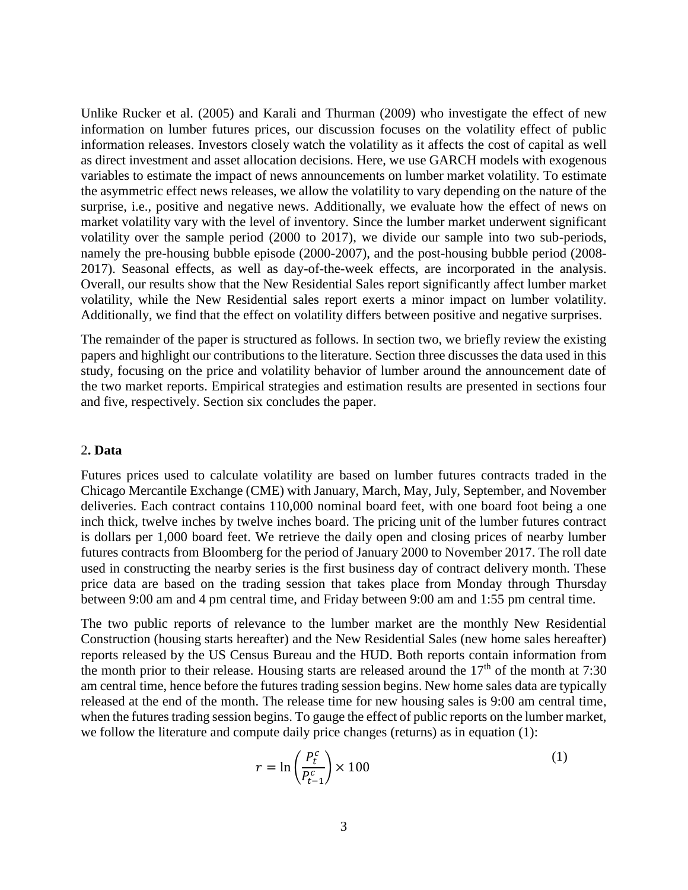Unlike Rucker et al. (2005) and Karali and Thurman (2009) who investigate the effect of new information on lumber futures prices, our discussion focuses on the volatility effect of public information releases. Investors closely watch the volatility as it affects the cost of capital as well as direct investment and asset allocation decisions. Here, we use GARCH models with exogenous variables to estimate the impact of news announcements on lumber market volatility. To estimate the asymmetric effect news releases, we allow the volatility to vary depending on the nature of the surprise, i.e., positive and negative news. Additionally, we evaluate how the effect of news on market volatility vary with the level of inventory. Since the lumber market underwent significant volatility over the sample period (2000 to 2017), we divide our sample into two sub-periods, namely the pre-housing bubble episode (2000-2007), and the post-housing bubble period (2008-2017). Seasonal effects, as well as day-of-the-week effects, are incorporated in the analysis. Overall, our results show that the New Residential Sales report significantly affect lumber market volatility, while the New Residential sales report exerts a minor impact on lumber volatility. Additionally, we find that the effect on volatility differs between positive and negative surprises.

The remainder of the paper is structured as follows. In section two, we briefly review the existing papers and highlight our contributions to the literature. Section three discusses the data used in this study, focusing on the price and volatility behavior of lumber around the announcement date of the two market reports. Empirical strategies and estimation results are presented in sections four and five, respectively. Section six concludes the paper.

## 2. Data

Futures prices used to calculate volatility are based on lumber futures contracts traded in the Chicago Mercantile Exchange (CME) with January, March, May, July, September, and November deliveries. Each contract contains 110,000 nominal board feet, with one board foot being a one inch thick, twelve inches by twelve inches board. The pricing unit of the lumber futures contract is dollars per 1,000 board feet. We retrieve the daily open and closing prices of nearby lumber futures contracts from Bloomberg for the period of January 2000 to November 2017. The roll date used in constructing the nearby series is the first business day of contract delivery month. These price data are based on the trading session that takes place from Monday through Thursday between 9:00 am and 4 pm central time, and Friday between 9:00 am and 1:55 pm central time.

The two public reports of relevance to the lumber market are the monthly New Residential Construction (housing starts hereafter) and the New Residential Sales (new home sales hereafter) reports released by the US Census Bureau and the HUD. Both reports contain information from the month prior to their release. Housing starts are released around the 17th of the month at 7:30 am central time, hence before the futures trading session begins. New home sales data are typically released at the end of the month. The release time for new housing sales is 9:00 am central time, when the futures trading session begins. To gauge the effect of public reports on the lumber market, we follow the literature and compute daily price changes (returns) as in equation (1):

$$r = \ln\left(\frac{P_t^c}{P_{t-1}^c}\right) \times 100 \tag{1}$$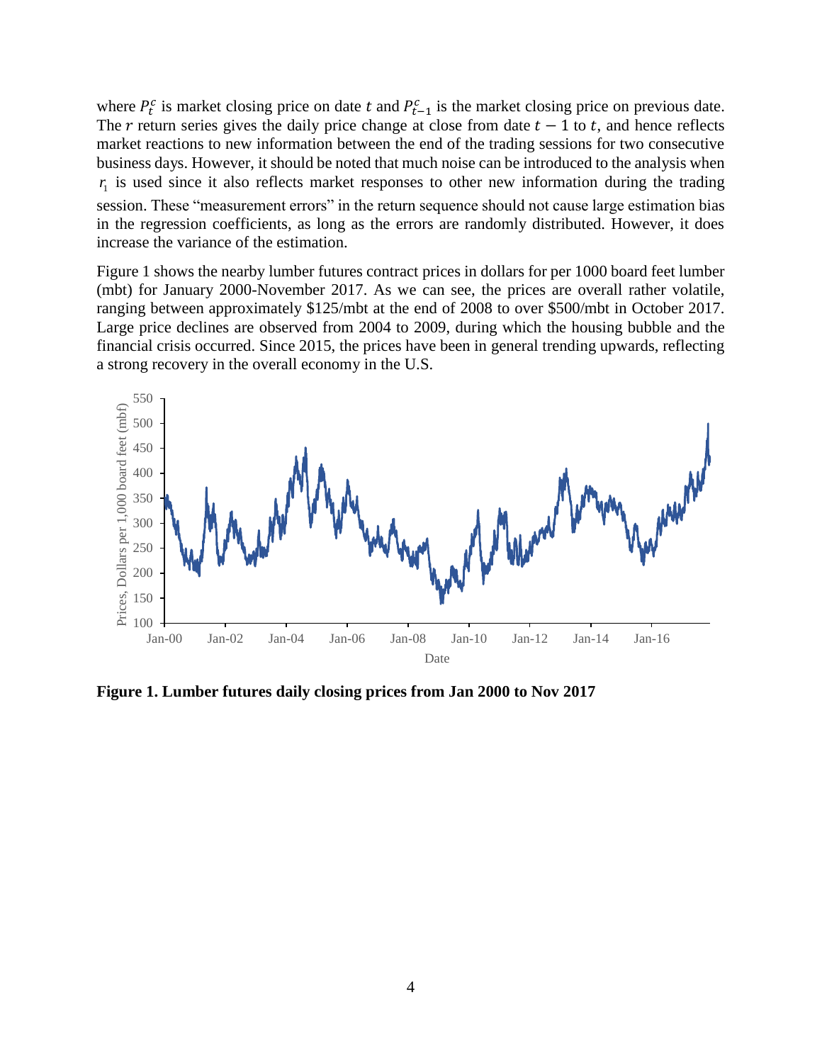where $P_t^c$ is market closing price on date $t$ and $P_{t-1}^c$ is the market closing price on previous date. The $r$ return series gives the daily price change at close from date $t-1$ to $t$, and hence reflects market reactions to new information between the end of the trading sessions for two consecutive business days. However, it should be noted that much noise can be introduced to the analysis when $r_1$ is used since it also reflects market responses to other new information during the trading session. These "measurement errors" in the return sequence should not cause large estimation bias in the regression coefficients, as long as the errors are randomly distributed. However, it does increase the variance of the estimation.

Figure 1 shows the nearby lumber futures contract prices in dollars for per 1000 board feet lumber (mbt) for January 2000-November 2017. As we can see, the prices are overall rather volatile, ranging between approximately \$125/mbt at the end of 2008 to over \$500/mbt in October 2017. Large price declines are observed from 2004 to 2009, during which the housing bubble and the financial crisis occurred. Since 2015, the prices have been in general trending upwards, reflecting a strong recovery in the overall economy in the U.S.

**Figure 1. Lumber futures daily closing prices from Jan 2000 to Nov 2017**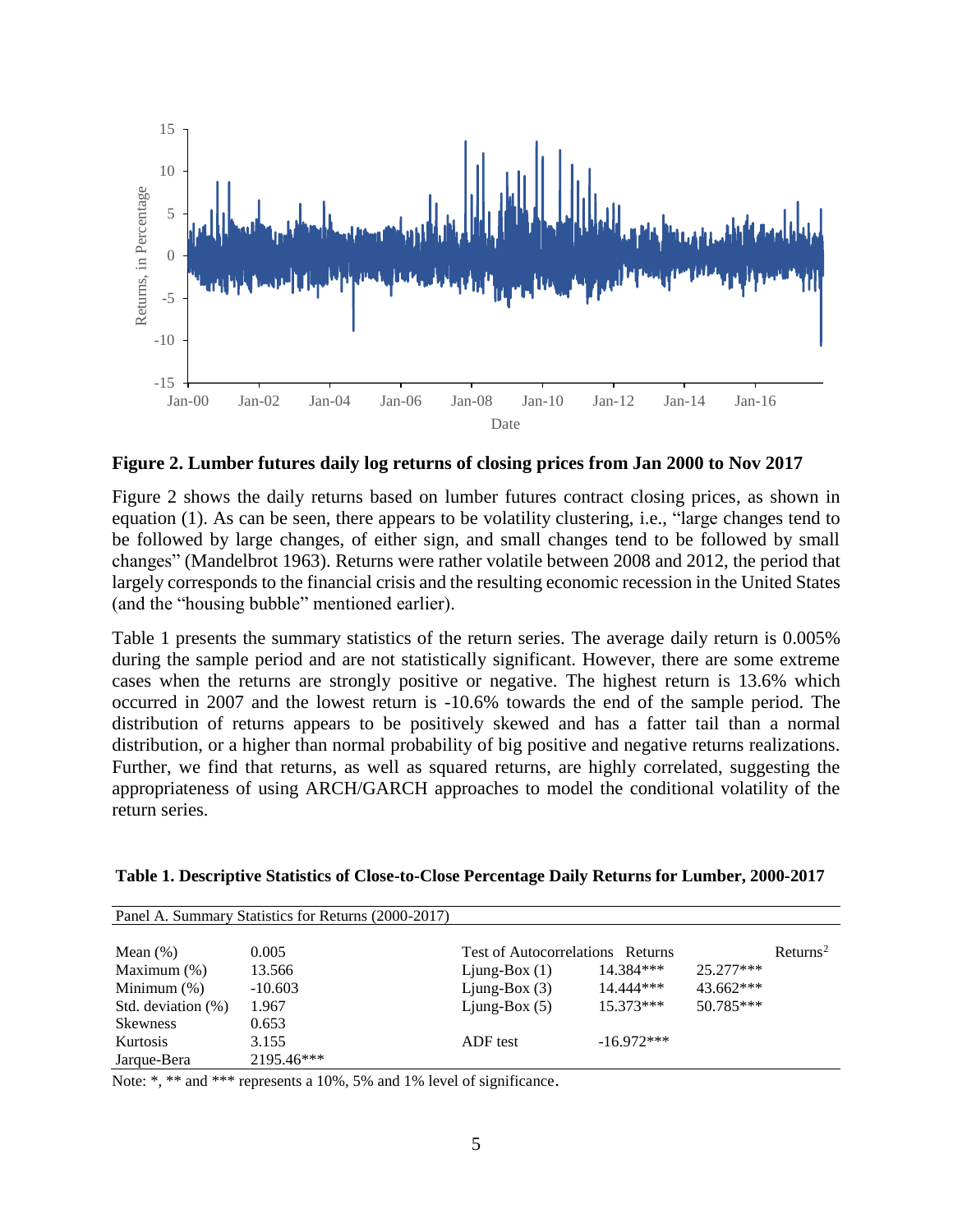**Figure 2. Lumber futures daily log returns of closing prices from Jan 2000 to Nov 2017**

Figure 2 shows the daily returns based on lumber futures contract closing prices, as shown in equation (1). As can be seen, there appears to be volatility clustering, i.e., "large changes tend to be followed by large changes, of either sign, and small changes tend to be followed by small changes" (Mandelbrot 1963). Returns were rather volatile between 2008 and 2012, the period that largely corresponds to the financial crisis and the resulting economic recession in the United States (and the "housing bubble" mentioned earlier).

Table 1 presents the summary statistics of the return series. The average daily return is 0.005% during the sample period and are not statistically significant. However, there are some extreme cases when the returns are strongly positive or negative. The highest return is 13.6% which occurred in 2007 and the lowest return is -10.6% towards the end of the sample period. The distribution of returns appears to be positively skewed and has a fatter tail than a normal distribution, or a higher than normal probability of big positive and negative returns realizations. Further, we find that returns, as well as squared returns, are highly correlated, suggesting the appropriateness of using ARCH/GARCH approaches to model the conditional volatility of the return series.

**Table 1. Descriptive Statistics of Close-to-Close Percentage Daily Returns for Lumber, 2000-2017**

| Panel A. Summary Statistics for Returns (2000-2017) | | | | |
|---|---|---|---|---|
| Mean (%) | 0.005 | Test of Autocorrelations | Returns | $\text{Returns}^2$ |
| Maximum (%) | 13.566 | Ljung-Box (1) | 14.384*** | 25.277*** |
| Minimum (%) | -10.603 | Ljung-Box (3) | 14.444*** | 43.662*** |
| Std. deviation (%) | 1.967 | Ljung-Box (5) | 15.373*** | 50.785*** |
| Skewness | 0.653 | | | |
| Kurtosis | 3.155 | ADF test | -16.972*** | |
| Jarque-Bera | 2195.46*** | | | |

Note: *, ** and *** represents a 10%, 5% and 1% level of significance.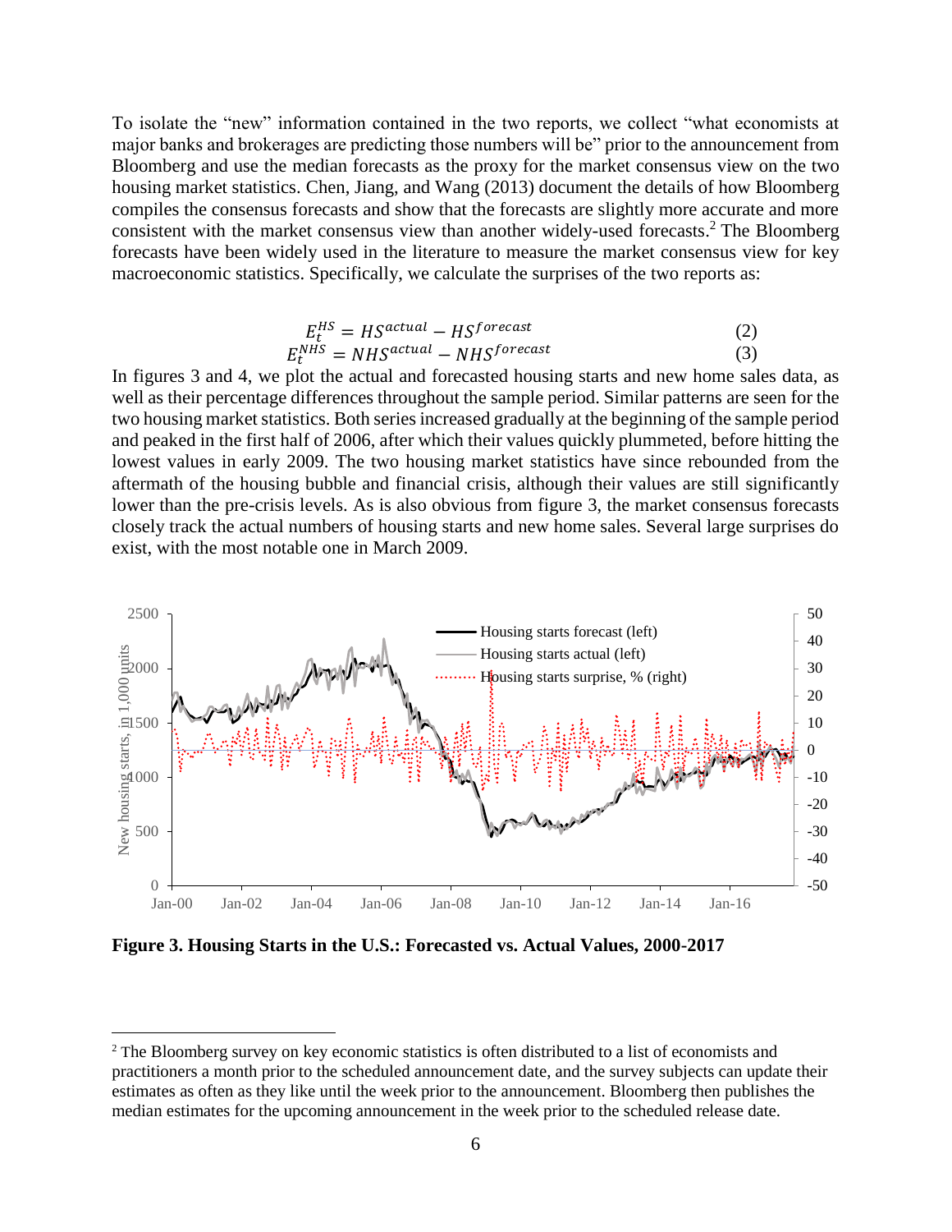To isolate the "new" information contained in the two reports, we collect "what economists at major banks and brokerages are predicting those numbers will be" prior to the announcement from Bloomberg and use the median forecasts as the proxy for the market consensus view on the two housing market statistics. Chen, Jiang, and Wang (2013) document the details of how Bloomberg compiles the consensus forecasts and show that the forecasts are slightly more accurate and more consistent with the market consensus view than another widely-used forecasts.[2] The Bloomberg forecasts have been widely used in the literature to measure the market consensus view for key macroeconomic statistics. Specifically, we calculate the surprises of the two reports as:

$$E_t^{HS} = HS^{actual} - HS^{forecast} \tag{2}$$

$$E_t^{NHS} = NHS^{actual} - NHS^{forecast} \tag{3}$$

In figures 3 and 4, we plot the actual and forecasted housing starts and new home sales data, as well as their percentage differences throughout the sample period. Similar patterns are seen for the two housing market statistics. Both series increased gradually at the beginning of the sample period and peaked in the first half of 2006, after which their values quickly plummeted, before hitting the lowest values in early 2009. The two housing market statistics have since rebounded from the aftermath of the housing bubble and financial crisis, although their values are still significantly lower than the pre-crisis levels. As is also obvious from figure 3, the market consensus forecasts closely track the actual numbers of housing starts and new home sales. Several large surprises do exist, with the most notable one in March 2009.

**Figure 3. Housing Starts in the U.S.: Forecasted vs. Actual Values, 2000-2017**

[2] The Bloomberg survey on key economic statistics is often distributed to a list of economists and practitioners a month prior to the scheduled announcement date, and the survey subjects can update their estimates as often as they like until the week prior to the announcement. Bloomberg then publishes the median estimates for the upcoming announcement in the week prior to the scheduled release date.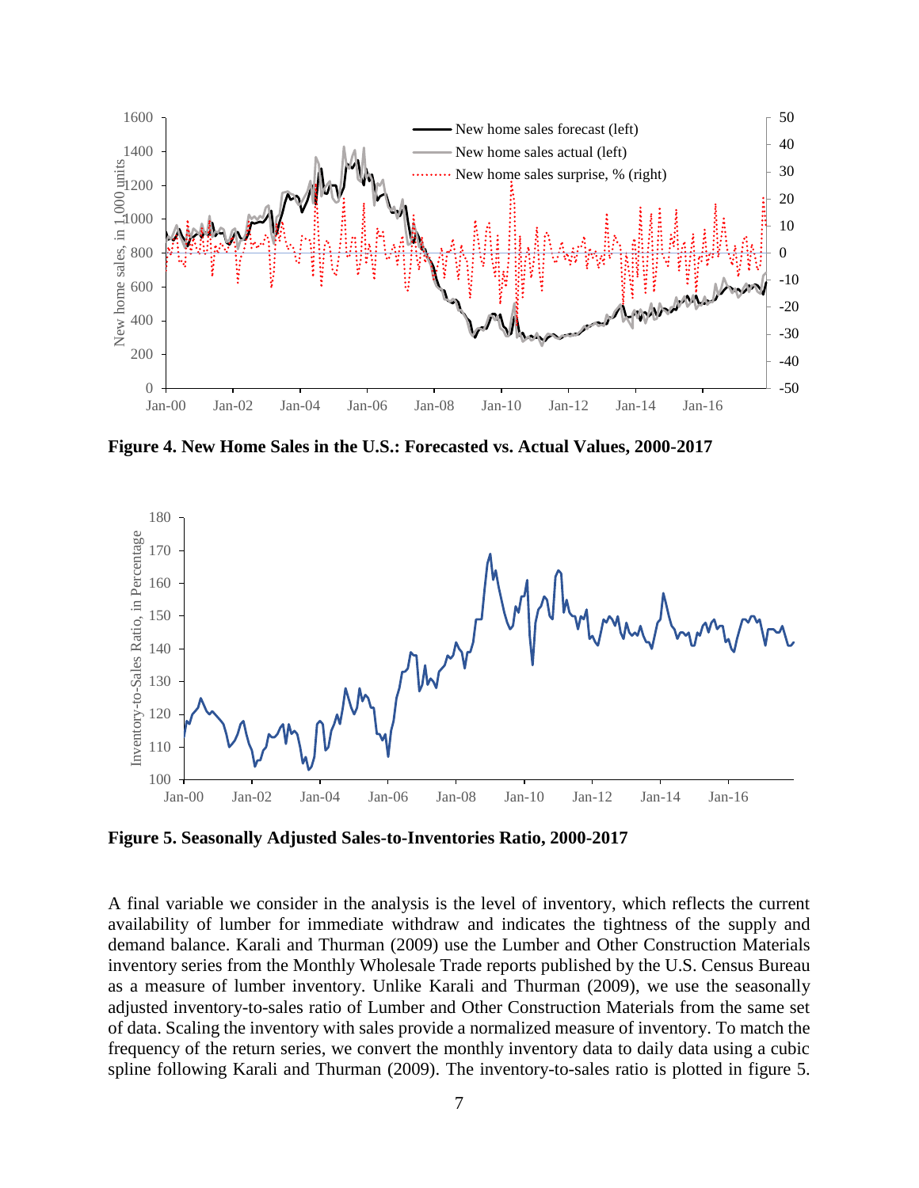**Figure 4. New Home Sales in the U.S.: Forecasted vs. Actual Values, 2000-2017**

**Figure 5. Seasonally Adjusted Sales-to-Inventories Ratio, 2000-2017**

A final variable we consider in the analysis is the level of inventory, which reflects the current availability of lumber for immediate withdraw and indicates the tightness of the supply and demand balance. Karali and Thurman (2009) use the Lumber and Other Construction Materials inventory series from the Monthly Wholesale Trade reports published by the U.S. Census Bureau as a measure of lumber inventory. Unlike Karali and Thurman (2009), we use the seasonally adjusted inventory-to-sales ratio of Lumber and Other Construction Materials from the same set of data. Scaling the inventory with sales provide a normalized measure of inventory. To match the frequency of the return series, we convert the monthly inventory data to daily data using a cubic spline following Karali and Thurman (2009). The inventory-to-sales ratio is plotted in figure 5.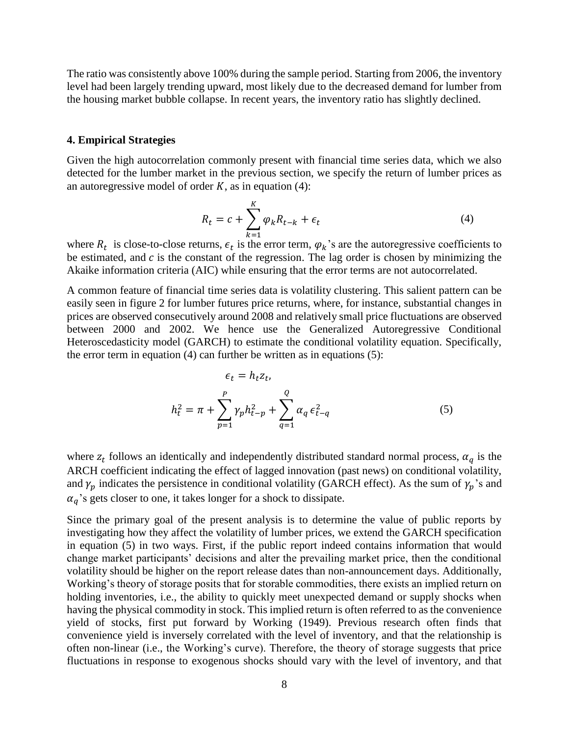The ratio was consistently above 100% during the sample period. Starting from 2006, the inventory level had been largely trending upward, most likely due to the decreased demand for lumber from the housing market bubble collapse. In recent years, the inventory ratio has slightly declined.

### 4. Empirical Strategies

Given the high autocorrelation commonly present with financial time series data, which we also detected for the lumber market in the previous section, we specify the return of lumber prices as an autoregressive model of order $K$, as in equation (4):

$$R_t = c + \sum_{k=1}^{K} \varphi_k R_{t-k} + \epsilon_t \tag{4}$$

where $R_t$ is close-to-close returns, $\epsilon_t$ is the error term, $\varphi_k$'s are the autoregressive coefficients to be estimated, and $c$ is the constant of the regression. The lag order is chosen by minimizing the Akaike information criteria (AIC) while ensuring that the error terms are not autocorrelated.

A common feature of financial time series data is volatility clustering. This salient pattern can be easily seen in figure 2 for lumber futures price returns, where, for instance, substantial changes in prices are observed consecutively around 2008 and relatively small price fluctuations are observed between 2000 and 2002. We hence use the Generalized Autoregressive Conditional Heteroscedasticity model (GARCH) to estimate the conditional volatility equation. Specifically, the error term in equation (4) can further be written as in equations (5):

$$\epsilon_t = h_t z_t,$$

$$h_t^2 = \pi + \sum_{p=1}^{P} \gamma_p h_{t-p}^2 + \sum_{q=1}^{Q} \alpha_q \epsilon_{t-q}^2 \tag{5}$$

where $z_t$ follows an identically and independently distributed standard normal process, $\alpha_q$ is the ARCH coefficient indicating the effect of lagged innovation (past news) on conditional volatility, and $\gamma_p$ indicates the persistence in conditional volatility (GARCH effect). As the sum of $\gamma_p$'s and $\alpha_q$'s gets closer to one, it takes longer for a shock to dissipate.

Since the primary goal of the present analysis is to determine the value of public reports by investigating how they affect the volatility of lumber prices, we extend the GARCH specification in equation (5) in two ways. First, if the public report indeed contains information that would change market participants' decisions and alter the prevailing market price, then the conditional volatility should be higher on the report release dates than non-announcement days. Additionally, Working's theory of storage posits that for storable commodities, there exists an implied return on holding inventories, i.e., the ability to quickly meet unexpected demand or supply shocks when having the physical commodity in stock. This implied return is often referred to as the convenience yield of stocks, first put forward by Working (1949). Previous research often finds that convenience yield is inversely correlated with the level of inventory, and that the relationship is often non-linear (i.e., the Working's curve). Therefore, the theory of storage suggests that price fluctuations in response to exogenous shocks should vary with the level of inventory, and that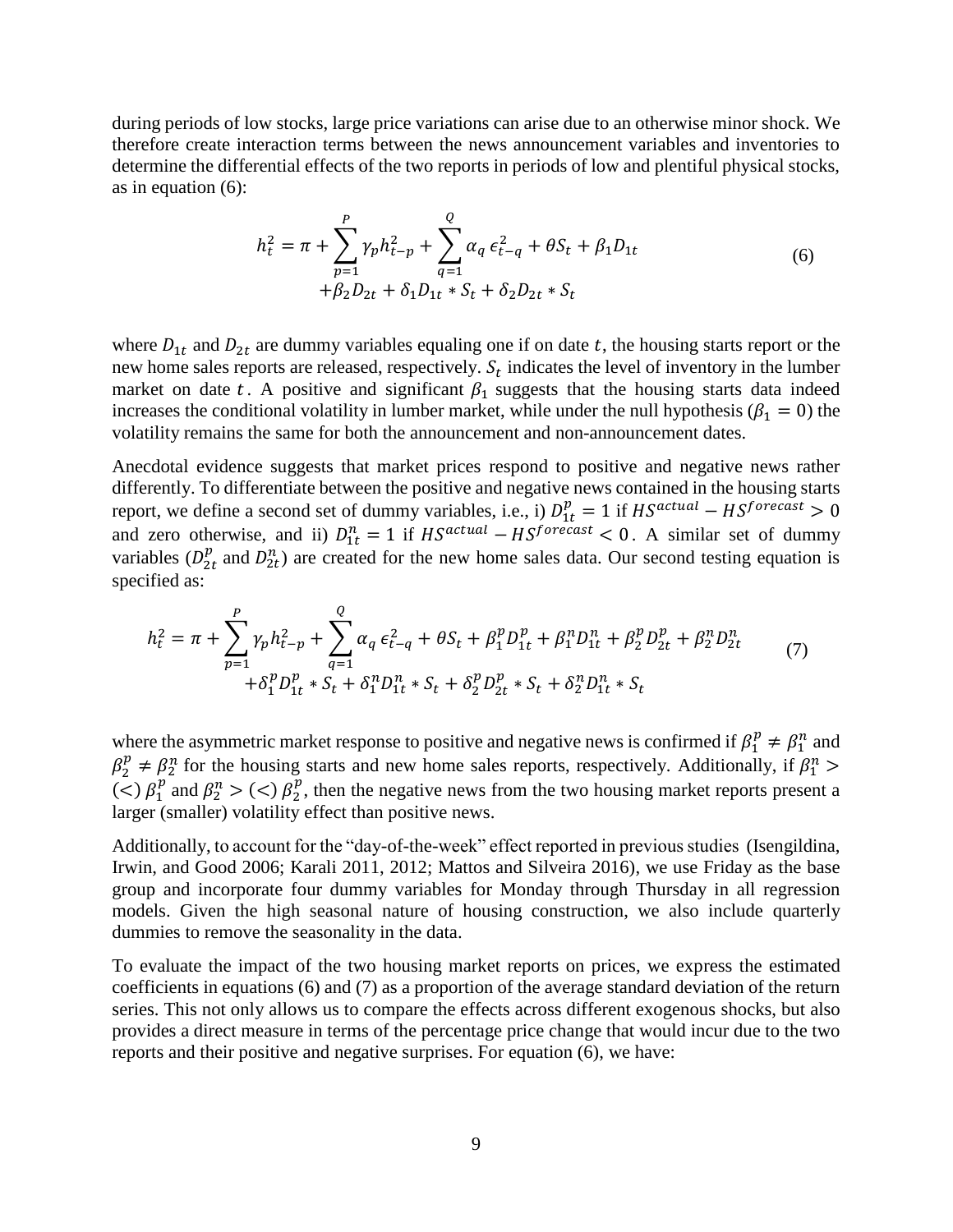during periods of low stocks, large price variations can arise due to an otherwise minor shock. We therefore create interaction terms between the news announcement variables and inventories to determine the differential effects of the two reports in periods of low and plentiful physical stocks, as in equation (6):

$$
h_t^2 = \pi + \sum_{p=1}^{P} \gamma_p h_{t-p}^2 + \sum_{q=1}^{Q} \alpha_q \, \epsilon_{t-q}^2 + \theta S_t + \beta_1 D_{1t} + \beta_2 D_{2t} + \delta_1 D_{1t} * S_t + \delta_2 D_{2t} * S_t \tag{6}
$$

where $D_{1t}$ and $D_{2t}$ are dummy variables equaling one if on date $t$, the housing starts report or the new home sales reports are released, respectively. $S_t$ indicates the level of inventory in the lumber market on date $t$. A positive and significant $\beta_1$ suggests that the housing starts data indeed increases the conditional volatility in lumber market, while under the null hypothesis ($\beta_1 = 0$) the volatility remains the same for both the announcement and non-announcement dates.

Anecdotal evidence suggests that market prices respond to positive and negative news rather differently. To differentiate between the positive and negative news contained in the housing starts report, we define a second set of dummy variables, i.e., i) $D_{1t}^p = 1$ if $HS^{actual} - HS^{forecast} > 0$ and zero otherwise, and ii) $D_{1t}^n = 1$ if $HS^{actual} - HS^{forecast} < 0$. A similar set of dummy variables ($D_{2t}^p$ and $D_{2t}^n$) are created for the new home sales data. Our second testing equation is specified as:

$$
h_t^2 = \pi + \sum_{p=1}^{P} \gamma_p h_{t-p}^2 + \sum_{q=1}^{Q} \alpha_q \, \epsilon_{t-q}^2 + \theta S_t + \beta_1^p D_{1t}^p + \beta_1^n D_{1t}^n + \beta_2^p D_{2t}^p + \beta_2^n D_{2t}^n + \delta_1^p D_{1t}^p * S_t + \delta_1^n D_{1t}^n * S_t + \delta_2^p D_{2t}^p * S_t + \delta_2^n D_{1t}^n * S_t \tag{7}
$$

where the asymmetric market response to positive and negative news is confirmed if $\beta_1^p \neq \beta_1^n$ and $\beta_2^p \neq \beta_2^n$ for the housing starts and new home sales reports, respectively. Additionally, if $\beta_1^n >$ $(<)$ $\beta_1^p$ and $\beta_2^n > (<)$ $\beta_2^p$, then the negative news from the two housing market reports present a larger (smaller) volatility effect than positive news.

Additionally, to account for the "day-of-the-week" effect reported in previous studies (Isengildina, Irwin, and Good 2006; Karali 2011, 2012; Mattos and Silveira 2016), we use Friday as the base group and incorporate four dummy variables for Monday through Thursday in all regression models. Given the high seasonal nature of housing construction, we also include quarterly dummies to remove the seasonality in the data.

To evaluate the impact of the two housing market reports on prices, we express the estimated coefficients in equations (6) and (7) as a proportion of the average standard deviation of the return series. This not only allows us to compare the effects across different exogenous shocks, but also provides a direct measure in terms of the percentage price change that would incur due to the two reports and their positive and negative surprises. For equation (6), we have: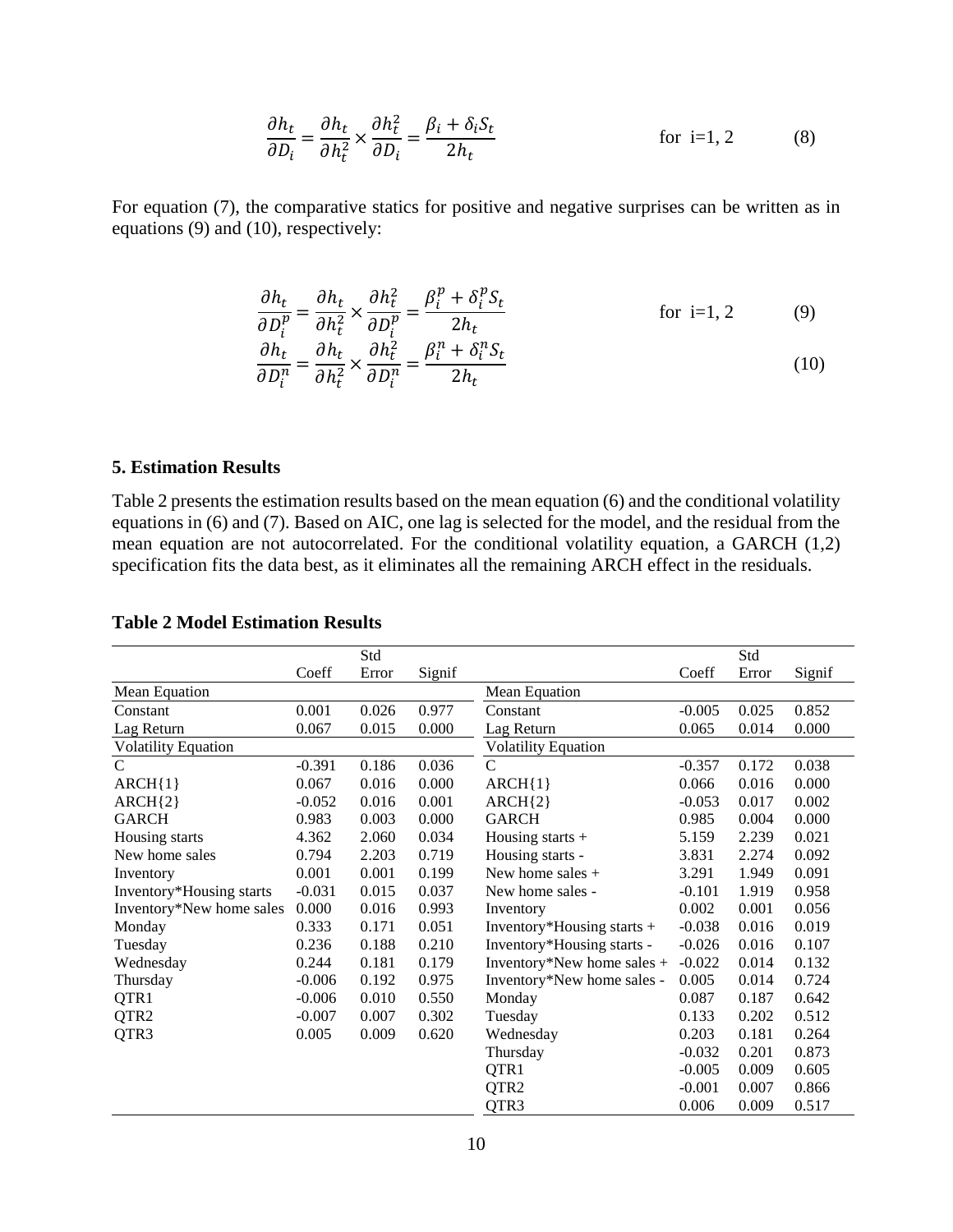$$\frac{\partial h_t}{\partial D_i} = \frac{\partial h_t}{\partial h_t^2} \times \frac{\partial h_t^2}{\partial D_i} = \frac{\beta_i + \delta_i S_t}{2h_t} \qquad \text{for i=1, 2} \qquad (8)$$

For equation (7), the comparative statics for positive and negative surprises can be written as in equations (9) and (10), respectively:

$$\frac{\partial h_t}{\partial D_i^p} = \frac{\partial h_t}{\partial h_t^2} \times \frac{\partial h_t^2}{\partial D_i^p} = \frac{\beta_i^p + \delta_i^p S_t}{2h_t} \qquad \text{for i=1, 2} \qquad (9)$$

$$\frac{\partial h_t}{\partial D_i^n} = \frac{\partial h_t}{\partial h_t^2} \times \frac{\partial h_t^2}{\partial D_i^n} = \frac{\beta_i^n + \delta_i^n S_t}{2h_t} \qquad (10)$$

## 5. Estimation Results

Table 2 presents the estimation results based on the mean equation (6) and the conditional volatility equations in (6) and (7). Based on AIC, one lag is selected for the model, and the residual from the mean equation are not autocorrelated. For the conditional volatility equation, a GARCH (1,2) specification fits the data best, as it eliminates all the remaining ARCH effect in the residuals.

**Table 2 Model Estimation Results**

| | Coeff | Std Error | Signif | | Coeff | Std Error | Signif |
|---|---|---|---|---|---|---|---|
| Mean Equation | | | | Mean Equation | | | |
| Constant | 0.001 | 0.026 | 0.977 | Constant | -0.005 | 0.025 | 0.852 |
| Lag Return | 0.067 | 0.015 | 0.000 | Lag Return | 0.065 | 0.014 | 0.000 |
| Volatility Equation | | | | Volatility Equation | | | |
| C | -0.391 | 0.186 | 0.036 | C | -0.357 | 0.172 | 0.038 |
| ARCH{1} | 0.067 | 0.016 | 0.000 | ARCH{1} | 0.066 | 0.016 | 0.000 |
| ARCH{2} | -0.052 | 0.016 | 0.001 | ARCH{2} | -0.053 | 0.017 | 0.002 |
| GARCH | 0.983 | 0.003 | 0.000 | GARCH | 0.985 | 0.004 | 0.000 |
| Housing starts | 4.362 | 2.060 | 0.034 | Housing starts + | 5.159 | 2.239 | 0.021 |
| New home sales | 0.794 | 2.203 | 0.719 | Housing starts - | 3.831 | 2.274 | 0.092 |
| Inventory | 0.001 | 0.001 | 0.199 | New home sales + | 3.291 | 1.949 | 0.091 |
| Inventory*Housing starts | -0.031 | 0.015 | 0.037 | New home sales - | -0.101 | 1.919 | 0.958 |
| Inventory*New home sales | 0.000 | 0.016 | 0.993 | Inventory | 0.002 | 0.001 | 0.056 |
| Monday | 0.333 | 0.171 | 0.051 | Inventory*Housing starts + | -0.038 | 0.016 | 0.019 |
| Tuesday | 0.236 | 0.188 | 0.210 | Inventory*Housing starts - | -0.026 | 0.016 | 0.107 |
| Wednesday | 0.244 | 0.181 | 0.179 | Inventory*New home sales + | -0.022 | 0.014 | 0.132 |
| Thursday | -0.006 | 0.192 | 0.975 | Inventory*New home sales - | 0.005 | 0.014 | 0.724 |
| QTR1 | -0.006 | 0.010 | 0.550 | Monday | 0.087 | 0.187 | 0.642 |
| QTR2 | -0.007 | 0.007 | 0.302 | Tuesday | 0.133 | 0.202 | 0.512 |
| QTR3 | 0.005 | 0.009 | 0.620 | Wednesday | 0.203 | 0.181 | 0.264 |
| | | | | Thursday | -0.032 | 0.201 | 0.873 |
| | | | | QTR1 | -0.005 | 0.009 | 0.605 |
| | | | | QTR2 | -0.001 | 0.007 | 0.866 |
| | | | | QTR3 | 0.006 | 0.009 | 0.517 |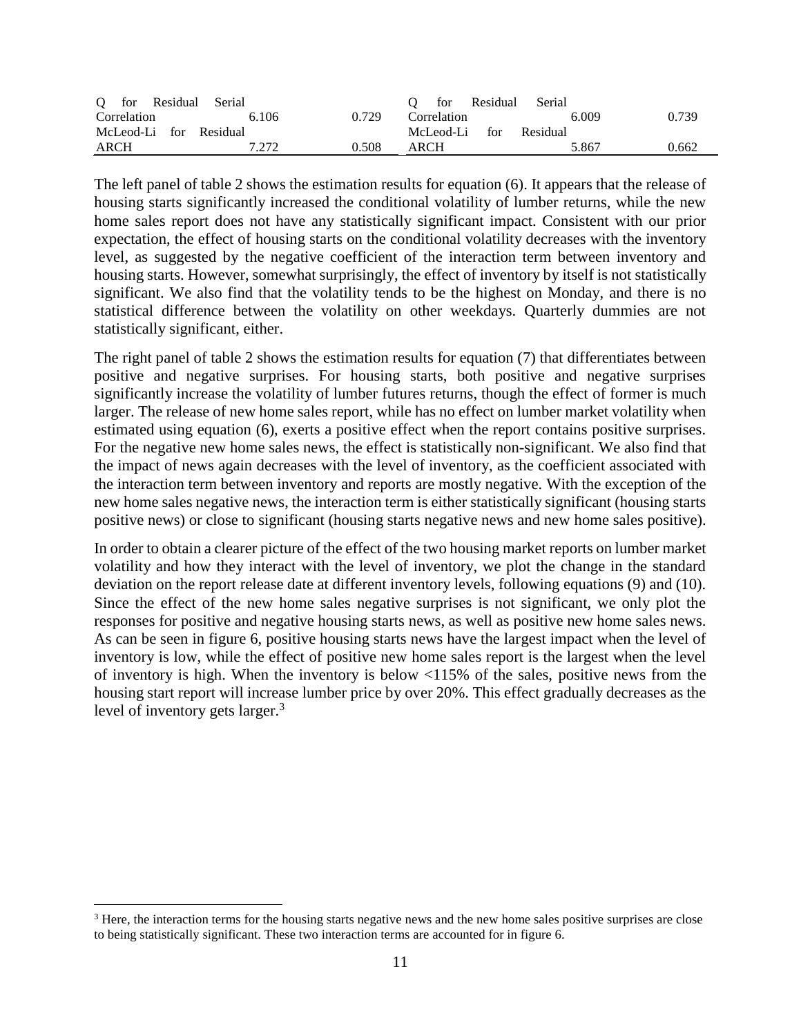| | | | | | |
|---|---|---|---|---|---|
| Q for Residual Serial Correlation | 6.106 | 0.729 | Q for Residual Serial Correlation | 6.009 | 0.739 |
| McLeod-Li for Residual ARCH | 7.272 | 0.508 | McLeod-Li for Residual ARCH | 5.867 | 0.662 |

The left panel of table 2 shows the estimation results for equation (6). It appears that the release of housing starts significantly increased the conditional volatility of lumber returns, while the new home sales report does not have any statistically significant impact. Consistent with our prior expectation, the effect of housing starts on the conditional volatility decreases with the inventory level, as suggested by the negative coefficient of the interaction term between inventory and housing starts. However, somewhat surprisingly, the effect of inventory by itself is not statistically significant. We also find that the volatility tends to be the highest on Monday, and there is no statistical difference between the volatility on other weekdays. Quarterly dummies are not statistically significant, either.

The right panel of table 2 shows the estimation results for equation (7) that differentiates between positive and negative surprises. For housing starts, both positive and negative surprises significantly increase the volatility of lumber futures returns, though the effect of former is much larger. The release of new home sales report, while has no effect on lumber market volatility when estimated using equation (6), exerts a positive effect when the report contains positive surprises. For the negative new home sales news, the effect is statistically non-significant. We also find that the impact of news again decreases with the level of inventory, as the coefficient associated with the interaction term between inventory and reports are mostly negative. With the exception of the new home sales negative news, the interaction term is either statistically significant (housing starts positive news) or close to significant (housing starts negative news and new home sales positive).

In order to obtain a clearer picture of the effect of the two housing market reports on lumber market volatility and how they interact with the level of inventory, we plot the change in the standard deviation on the report release date at different inventory levels, following equations (9) and (10). Since the effect of the new home sales negative surprises is not significant, we only plot the responses for positive and negative housing starts news, as well as positive new home sales news. As can be seen in figure 6, positive housing starts news have the largest impact when the level of inventory is low, while the effect of positive new home sales report is the largest when the level of inventory is high. When the inventory is below <115% of the sales, positive news from the housing start report will increase lumber price by over 20%. This effect gradually decreases as the level of inventory gets larger.[3]

[3] Here, the interaction terms for the housing starts negative news and the new home sales positive surprises are close to being statistically significant. These two interaction terms are accounted for in figure 6.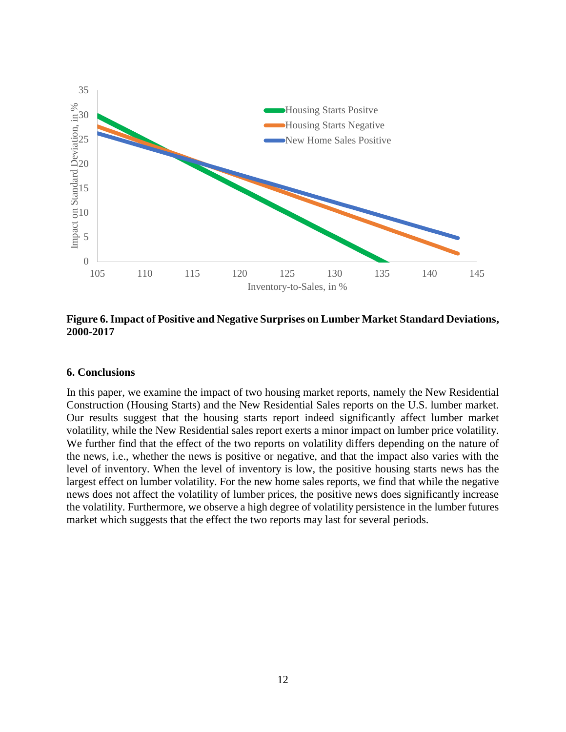**Figure 6. Impact of Positive and Negative Surprises on Lumber Market Standard Deviations, 2000-2017**

### 6. Conclusions

In this paper, we examine the impact of two housing market reports, namely the New Residential Construction (Housing Starts) and the New Residential Sales reports on the U.S. lumber market. Our results suggest that the housing starts report indeed significantly affect lumber market volatility, while the New Residential sales report exerts a minor impact on lumber price volatility. We further find that the effect of the two reports on volatility differs depending on the nature of the news, i.e., whether the news is positive or negative, and that the impact also varies with the level of inventory. When the level of inventory is low, the positive housing starts news has the largest effect on lumber volatility. For the new home sales reports, we find that while the negative news does not affect the volatility of lumber prices, the positive news does significantly increase the volatility. Furthermore, we observe a high degree of volatility persistence in the lumber futures market which suggests that the effect the two reports may last for several periods.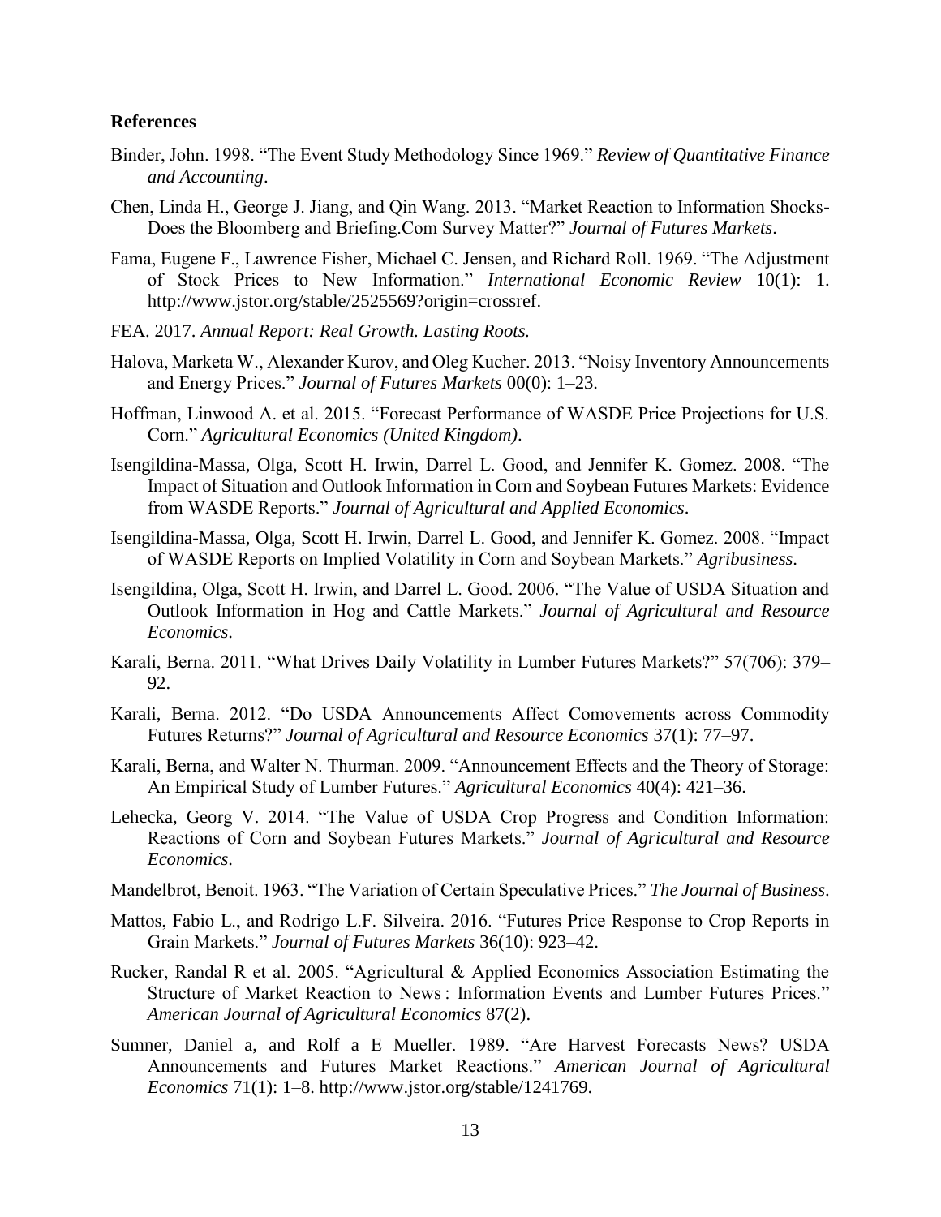**References**

Binder, John. 1998. "The Event Study Methodology Since 1969." *Review of Quantitative Finance and Accounting*.

Chen, Linda H., George J. Jiang, and Qin Wang. 2013. "Market Reaction to Information Shocks-Does the Bloomberg and Briefing.Com Survey Matter?" *Journal of Futures Markets*.

Fama, Eugene F., Lawrence Fisher, Michael C. Jensen, and Richard Roll. 1969. "The Adjustment of Stock Prices to New Information." *International Economic Review* 10(1): 1. http://www.jstor.org/stable/2525569?origin=crossref.

FEA. 2017. *Annual Report: Real Growth. Lasting Roots.*

Halova, Marketa W., Alexander Kurov, and Oleg Kucher. 2013. "Noisy Inventory Announcements and Energy Prices." *Journal of Futures Markets* 00(0): 1–23.

Hoffman, Linwood A. et al. 2015. "Forecast Performance of WASDE Price Projections for U.S. Corn." *Agricultural Economics (United Kingdom)*.

Isengildina-Massa, Olga, Scott H. Irwin, Darrel L. Good, and Jennifer K. Gomez. 2008. "The Impact of Situation and Outlook Information in Corn and Soybean Futures Markets: Evidence from WASDE Reports." *Journal of Agricultural and Applied Economics*.

Isengildina-Massa, Olga, Scott H. Irwin, Darrel L. Good, and Jennifer K. Gomez. 2008. "Impact of WASDE Reports on Implied Volatility in Corn and Soybean Markets." *Agribusiness*.

Isengildina, Olga, Scott H. Irwin, and Darrel L. Good. 2006. "The Value of USDA Situation and Outlook Information in Hog and Cattle Markets." *Journal of Agricultural and Resource Economics*.

Karali, Berna. 2011. "What Drives Daily Volatility in Lumber Futures Markets?" 57(706): 379–92.

Karali, Berna. 2012. "Do USDA Announcements Affect Comovements across Commodity Futures Returns?" *Journal of Agricultural and Resource Economics* 37(1): 77–97.

Karali, Berna, and Walter N. Thurman. 2009. "Announcement Effects and the Theory of Storage: An Empirical Study of Lumber Futures." *Agricultural Economics* 40(4): 421–36.

Lehecka, Georg V. 2014. "The Value of USDA Crop Progress and Condition Information: Reactions of Corn and Soybean Futures Markets." *Journal of Agricultural and Resource Economics*.

Mandelbrot, Benoit. 1963. "The Variation of Certain Speculative Prices." *The Journal of Business*.

Mattos, Fabio L., and Rodrigo L.F. Silveira. 2016. "Futures Price Response to Crop Reports in Grain Markets." *Journal of Futures Markets* 36(10): 923–42.

Rucker, Randal R et al. 2005. "Agricultural & Applied Economics Association Estimating the Structure of Market Reaction to News : Information Events and Lumber Futures Prices." *American Journal of Agricultural Economics* 87(2).

Sumner, Daniel a, and Rolf a E Mueller. 1989. "Are Harvest Forecasts News? USDA Announcements and Futures Market Reactions." *American Journal of Agricultural Economics* 71(1): 1–8. http://www.jstor.org/stable/1241769.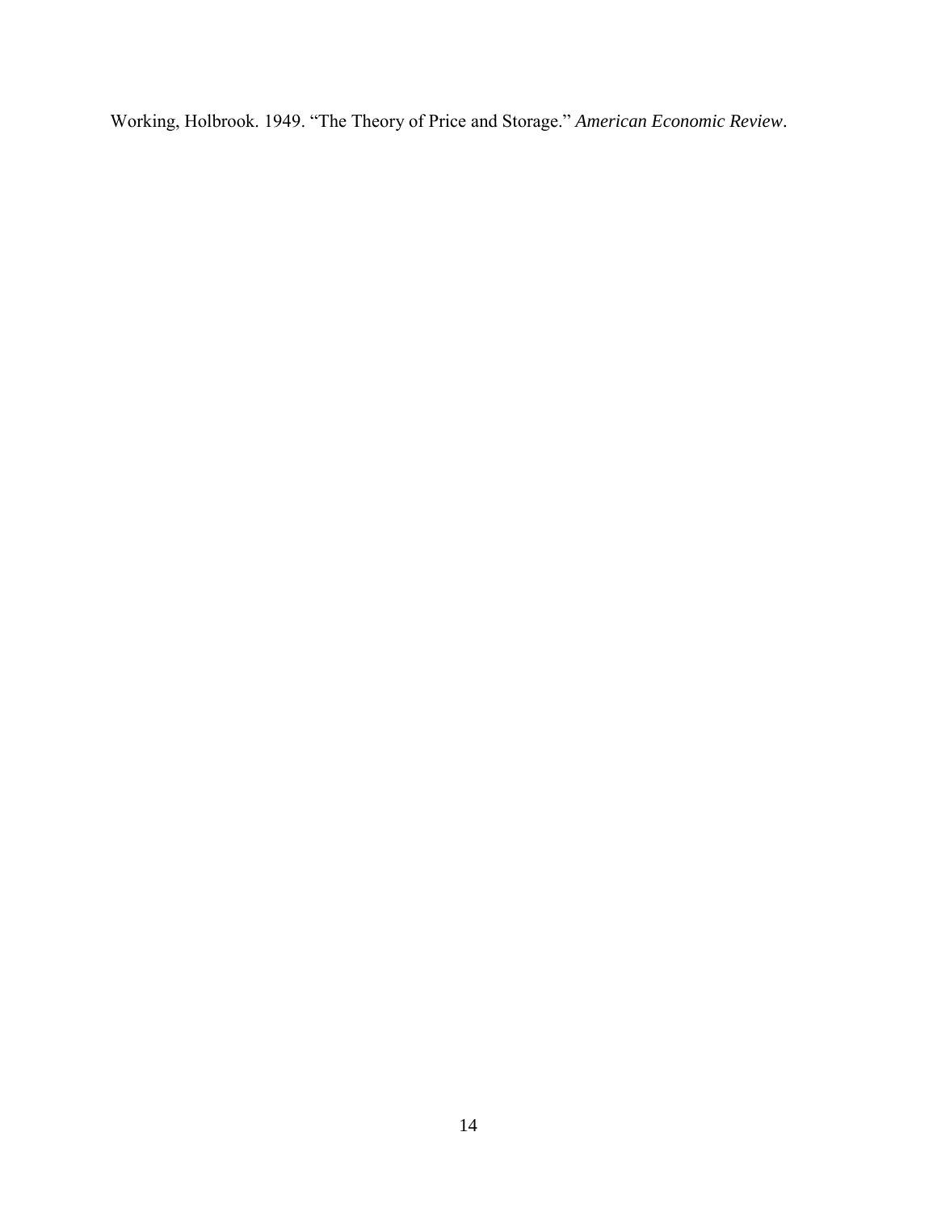Working, Holbrook. 1949. “The Theory of Price and Storage.” *American Economic Review*.